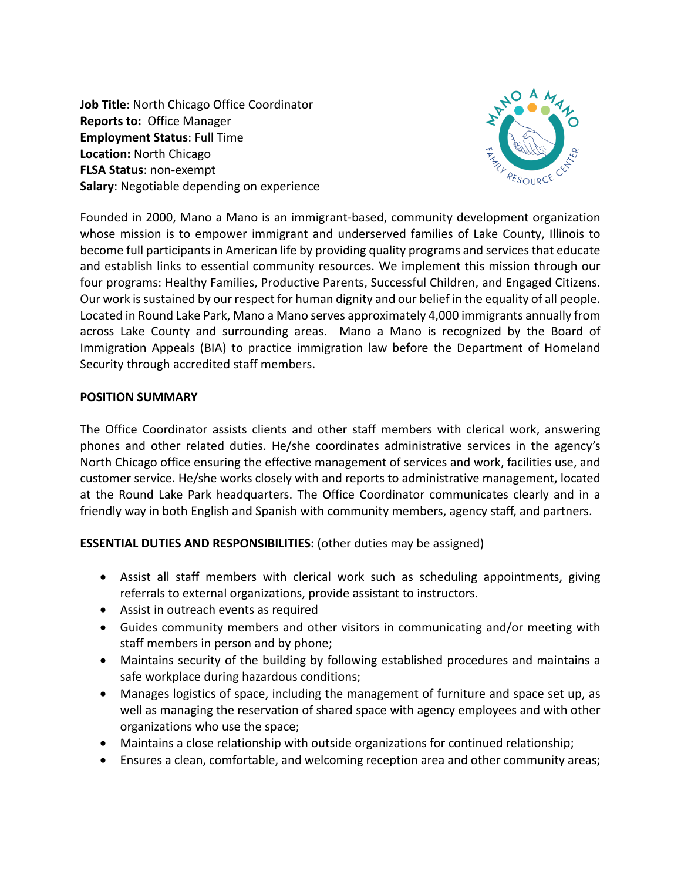**Job Title**: North Chicago Office Coordinator
**Reports to:** Office Manager
**Employment Status**: Full Time
**Location:** North Chicago
**FLSA Status**: non-exempt
**Salary**: Negotiable depending on experience

Founded in 2000, Mano a Mano is an immigrant-based, community development organization whose mission is to empower immigrant and underserved families of Lake County, Illinois to become full participants in American life by providing quality programs and services that educate and establish links to essential community resources. We implement this mission through our four programs: Healthy Families, Productive Parents, Successful Children, and Engaged Citizens. Our work is sustained by our respect for human dignity and our belief in the equality of all people. Located in Round Lake Park, Mano a Mano serves approximately 4,000 immigrants annually from across Lake County and surrounding areas. Mano a Mano is recognized by the Board of Immigration Appeals (BIA) to practice immigration law before the Department of Homeland Security through accredited staff members.

**POSITION SUMMARY**

The Office Coordinator assists clients and other staff members with clerical work, answering phones and other related duties. He/she coordinates administrative services in the agency's North Chicago office ensuring the effective management of services and work, facilities use, and customer service. He/she works closely with and reports to administrative management, located at the Round Lake Park headquarters. The Office Coordinator communicates clearly and in a friendly way in both English and Spanish with community members, agency staff, and partners.

**ESSENTIAL DUTIES AND RESPONSIBILITIES:** (other duties may be assigned)

- Assist all staff members with clerical work such as scheduling appointments, giving referrals to external organizations, provide assistant to instructors.
- Assist in outreach events as required
- Guides community members and other visitors in communicating and/or meeting with staff members in person and by phone;
- Maintains security of the building by following established procedures and maintains a safe workplace during hazardous conditions;
- Manages logistics of space, including the management of furniture and space set up, as well as managing the reservation of shared space with agency employees and with other organizations who use the space;
- Maintains a close relationship with outside organizations for continued relationship;
- Ensures a clean, comfortable, and welcoming reception area and other community areas;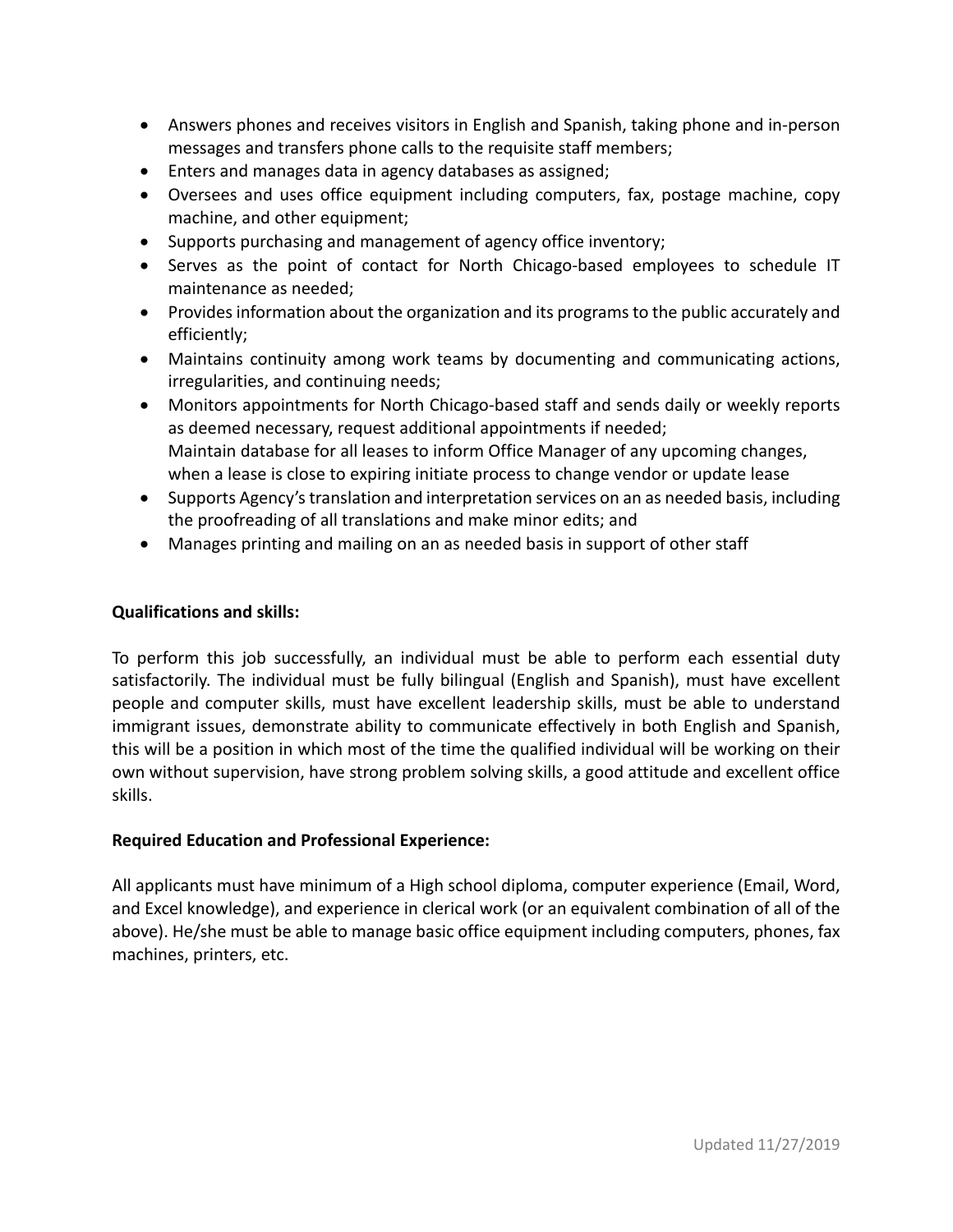- Answers phones and receives visitors in English and Spanish, taking phone and in-person messages and transfers phone calls to the requisite staff members;
- Enters and manages data in agency databases as assigned;
- Oversees and uses office equipment including computers, fax, postage machine, copy machine, and other equipment;
- Supports purchasing and management of agency office inventory;
- Serves as the point of contact for North Chicago-based employees to schedule IT maintenance as needed;
- Provides information about the organization and its programs to the public accurately and efficiently;
- Maintains continuity among work teams by documenting and communicating actions, irregularities, and continuing needs;
- Monitors appointments for North Chicago-based staff and sends daily or weekly reports as deemed necessary, request additional appointments if needed;
  Maintain database for all leases to inform Office Manager of any upcoming changes, when a lease is close to expiring initiate process to change vendor or update lease
- Supports Agency's translation and interpretation services on an as needed basis, including the proofreading of all translations and make minor edits; and
- Manages printing and mailing on an as needed basis in support of other staff

**Qualifications and skills:**

To perform this job successfully, an individual must be able to perform each essential duty satisfactorily. The individual must be fully bilingual (English and Spanish), must have excellent people and computer skills, must have excellent leadership skills, must be able to understand immigrant issues, demonstrate ability to communicate effectively in both English and Spanish, this will be a position in which most of the time the qualified individual will be working on their own without supervision, have strong problem solving skills, a good attitude and excellent office skills.

**Required Education and Professional Experience:**

All applicants must have minimum of a High school diploma, computer experience (Email, Word, and Excel knowledge), and experience in clerical work (or an equivalent combination of all of the above). He/she must be able to manage basic office equipment including computers, phones, fax machines, printers, etc.

Updated 11/27/2019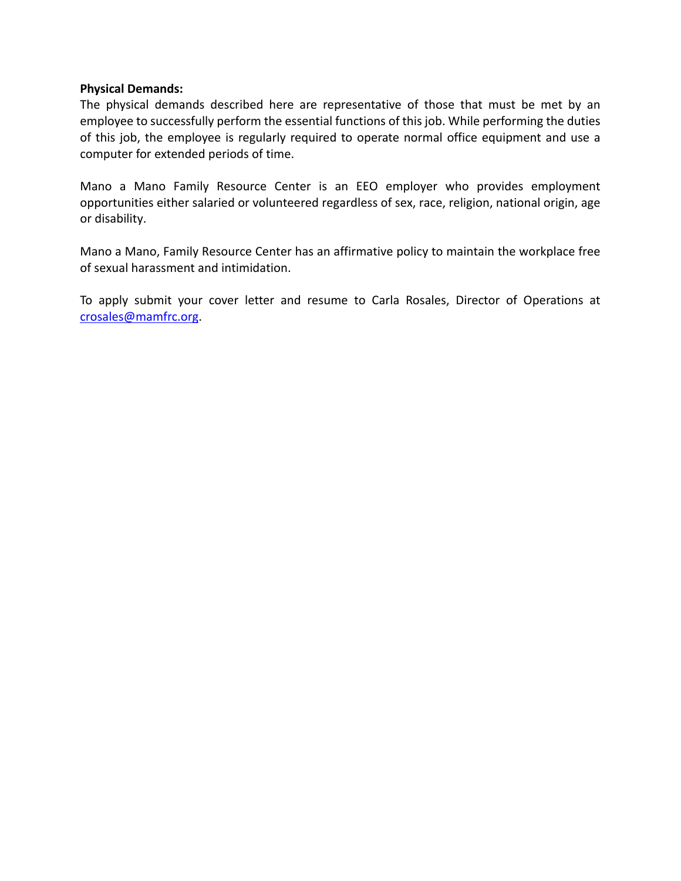**Physical Demands:**
The physical demands described here are representative of those that must be met by an employee to successfully perform the essential functions of this job. While performing the duties of this job, the employee is regularly required to operate normal office equipment and use a computer for extended periods of time.

Mano a Mano Family Resource Center is an EEO employer who provides employment opportunities either salaried or volunteered regardless of sex, race, religion, national origin, age or disability.

Mano a Mano, Family Resource Center has an affirmative policy to maintain the workplace free of sexual harassment and intimidation.

To apply submit your cover letter and resume to Carla Rosales, Director of Operations at crosales@mamfrc.org.